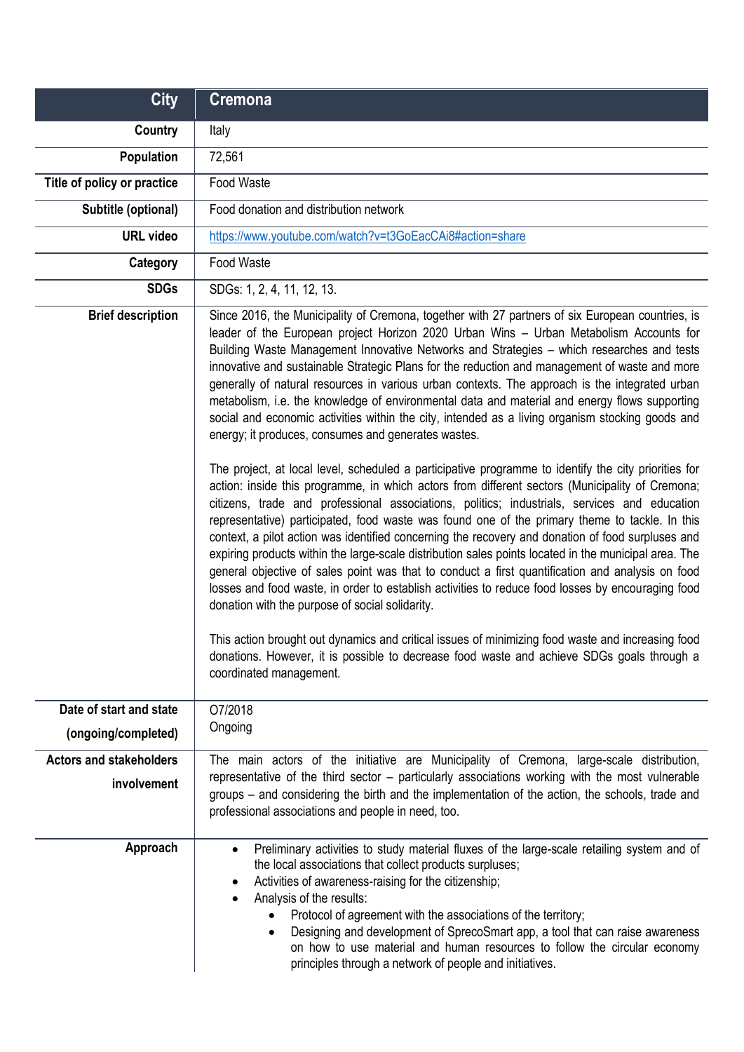| City | Cremona |
|---|---|
| Country | Italy |
| Population | 72,561 |
| Title of policy or practice | Food Waste |
| Subtitle (optional) | Food donation and distribution network |
| URL video | [https://www.youtube.com/watch?v=t3GoEacCAi8#action=share](https://www.youtube.com/watch?v=t3GoEacCAi8#action=share) |
| Category | Food Waste |
| SDGs | SDGs: 1, 2, 4, 11, 12, 13. |
| Brief description | Since 2016, the Municipality of Cremona, together with 27 partners of six European countries, is leader of the European project Horizon 2020 Urban Wins – Urban Metabolism Accounts for Building Waste Management Innovative Networks and Strategies – which researches and tests innovative and sustainable Strategic Plans for the reduction and management of waste and more generally of natural resources in various urban contexts. The approach is the integrated urban metabolism, i.e. the knowledge of environmental data and material and energy flows supporting social and economic activities within the city, intended as a living organism stocking goods and energy; it produces, consumes and generates wastes.<br><br>The project, at local level, scheduled a participative programme to identify the city priorities for action: inside this programme, in which actors from different sectors (Municipality of Cremona; citizens, trade and professional associations, politics; industrials, services and education representative) participated, food waste was found one of the primary theme to tackle. In this context, a pilot action was identified concerning the recovery and donation of food surpluses and expiring products within the large-scale distribution sales points located in the municipal area. The general objective of sales point was that to conduct a first quantification and analysis on food losses and food waste, in order to establish activities to reduce food losses by encouraging food donation with the purpose of social solidarity.<br><br>This action brought out dynamics and critical issues of minimizing food waste and increasing food donations. However, it is possible to decrease food waste and achieve SDGs goals through a coordinated management. |
| Date of start and state (ongoing/completed) | O7/2018<br>Ongoing |
| Actors and stakeholders involvement | The main actors of the initiative are Municipality of Cremona, large-scale distribution, representative of the third sector – particularly associations working with the most vulnerable groups – and considering the birth and the implementation of the action, the schools, trade and professional associations and people in need, too. |
| Approach | • Preliminary activities to study material fluxes of the large-scale retailing system and of the local associations that collect products surpluses;<br>• Activities of awareness-raising for the citizenship;<br>• Analysis of the results:<br>&nbsp;&nbsp;&nbsp;&nbsp;• Protocol of agreement with the associations of the territory;<br>&nbsp;&nbsp;&nbsp;&nbsp;• Designing and development of SprecoSmart app, a tool that can raise awareness on how to use material and human resources to follow the circular economy principles through a network of people and initiatives. |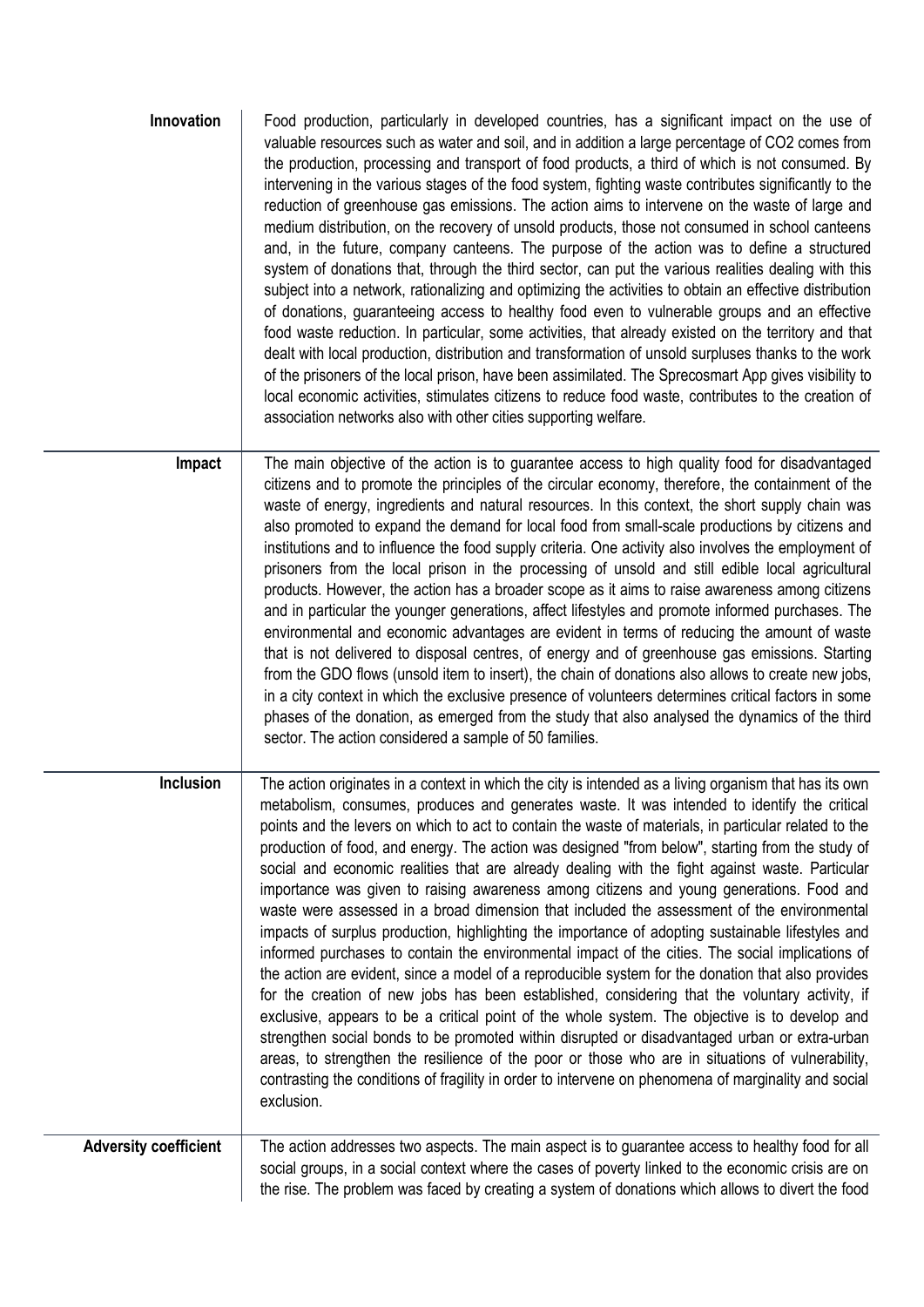| | |
|---|---|
| **Innovation** | Food production, particularly in developed countries, has a significant impact on the use of valuable resources such as water and soil, and in addition a large percentage of $CO_2$ comes from the production, processing and transport of food products, a third of which is not consumed. By intervening in the various stages of the food system, fighting waste contributes significantly to the reduction of greenhouse gas emissions. The action aims to intervene on the waste of large and medium distribution, on the recovery of unsold products, those not consumed in school canteens and, in the future, company canteens. The purpose of the action was to define a structured system of donations that, through the third sector, can put the various realities dealing with this subject into a network, rationalizing and optimizing the activities to obtain an effective distribution of donations, guaranteeing access to healthy food even to vulnerable groups and an effective food waste reduction. In particular, some activities, that already existed on the territory and that dealt with local production, distribution and transformation of unsold surpluses thanks to the work of the prisoners of the local prison, have been assimilated. The Sprecosmart App gives visibility to local economic activities, stimulates citizens to reduce food waste, contributes to the creation of association networks also with other cities supporting welfare. |
| **Impact** | The main objective of the action is to guarantee access to high quality food for disadvantaged citizens and to promote the principles of the circular economy, therefore, the containment of the waste of energy, ingredients and natural resources. In this context, the short supply chain was also promoted to expand the demand for local food from small-scale productions by citizens and institutions and to influence the food supply criteria. One activity also involves the employment of prisoners from the local prison in the processing of unsold and still edible local agricultural products. However, the action has a broader scope as it aims to raise awareness among citizens and in particular the younger generations, affect lifestyles and promote informed purchases. The environmental and economic advantages are evident in terms of reducing the amount of waste that is not delivered to disposal centres, of energy and of greenhouse gas emissions. Starting from the GDO flows (unsold item to insert), the chain of donations also allows to create new jobs, in a city context in which the exclusive presence of volunteers determines critical factors in some phases of the donation, as emerged from the study that also analysed the dynamics of the third sector. The action considered a sample of 50 families. |
| **Inclusion** | The action originates in a context in which the city is intended as a living organism that has its own metabolism, consumes, produces and generates waste. It was intended to identify the critical points and the levers on which to act to contain the waste of materials, in particular related to the production of food, and energy. The action was designed "from below", starting from the study of social and economic realities that are already dealing with the fight against waste. Particular importance was given to raising awareness among citizens and young generations. Food and waste were assessed in a broad dimension that included the assessment of the environmental impacts of surplus production, highlighting the importance of adopting sustainable lifestyles and informed purchases to contain the environmental impact of the cities. The social implications of the action are evident, since a model of a reproducible system for the donation that also provides for the creation of new jobs has been established, considering that the voluntary activity, if exclusive, appears to be a critical point of the whole system. The objective is to develop and strengthen social bonds to be promoted within disrupted or disadvantaged urban or extra-urban areas, to strengthen the resilience of the poor or those who are in situations of vulnerability, contrasting the conditions of fragility in order to intervene on phenomena of marginality and social exclusion. |
| **Adversity coefficient** | The action addresses two aspects. The main aspect is to guarantee access to healthy food for all social groups, in a social context where the cases of poverty linked to the economic crisis are on the rise. The problem was faced by creating a system of donations which allows to divert the food |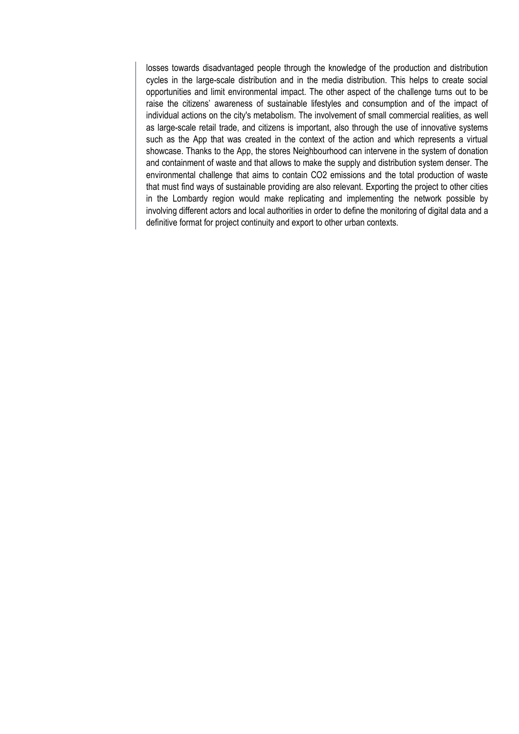losses towards disadvantaged people through the knowledge of the production and distribution cycles in the large-scale distribution and in the media distribution. This helps to create social opportunities and limit environmental impact. The other aspect of the challenge turns out to be raise the citizens' awareness of sustainable lifestyles and consumption and of the impact of individual actions on the city's metabolism. The involvement of small commercial realities, as well as large-scale retail trade, and citizens is important, also through the use of innovative systems such as the App that was created in the context of the action and which represents a virtual showcase. Thanks to the App, the stores Neighbourhood can intervene in the system of donation and containment of waste and that allows to make the supply and distribution system denser. The environmental challenge that aims to contain $CO_2$ emissions and the total production of waste that must find ways of sustainable providing are also relevant. Exporting the project to other cities in the Lombardy region would make replicating and implementing the network possible by involving different actors and local authorities in order to define the monitoring of digital data and a definitive format for project continuity and export to other urban contexts.